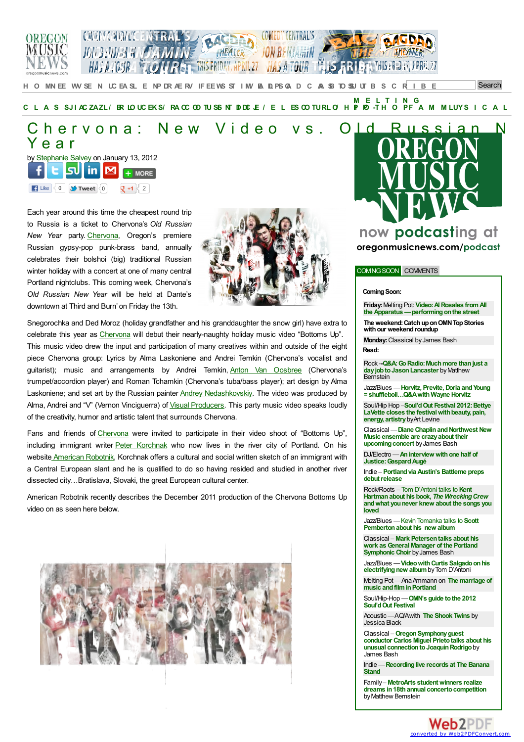# Chervona: New Video vs. Old Russian New Year

by Stephanie Salvey on January 13, 2012

Each year around this time the cheapest round trip to Russia is a ticket to Chervona's *Old Russian New Year* party. Chervona, Oregon's premiere Russian gypsy-pop punk-brass band, annually celebrates their bolshoi (big) traditional Russian winter holiday with a concert at one of many central Portland nightclubs. This coming week, Chervona's *Old Russian New Year* will be held at Dante's downtown at Third and Burn' on Friday the 13th.

Snegorochka and Ded Moroz (holiday grandfather and his granddaughter the snow girl) have extra to celebrate this year as Chervona will debut their nearly-naughty holiday music video "Bottoms Up". This music video drew the input and participation of many creatives within and outside of the eight piece Chervona group: Lyrics by Alma Laskoniene and Andrei Temkin (Chervona's vocalist and guitarist); music and arrangements by Andrei Temkin, Anton Van Oosbree (Chervona's trumpet/accordion player) and Roman Tchamkin (Chervona's tuba/bass player); art design by Alma Laskoniene; and set art by the Russian painter Andrey Nedashkovskiy. The video was produced by Alma, Andrei and "V" (Vernon Vinciguerra) of Visual Producers. This party music video speaks loudly of the creativity, humor and artistic talent that surrounds Chervona.

Fans and friends of Chervona were invited to participate in their video shoot of "Bottoms Up", including immigrant writer Peter Korchnak who now lives in the river city of Portland. On his website American Robotnik, Korchnak offers a cultural and social written sketch of an immigrant with a Central European slant and he is qualified to do so having resided and studied in another river dissected city…Bratislava, Slovaki, the great European cultural center.

American Robotnik recently describes the December 2011 production of the Chervona Bottoms Up video on as seen here below.

**Coming Soon:**

- **Friday:** Melting Pot: Video: Al Rosales from All the Apparatus — performing on the street
- **The weekend: Catch up on OMN Top Stories with our weekend roundup**
- **Monday:** Classical by James Bash

**Read:**

- Rock -- Q&A: Go Radio: Much more than just a day job to Jason Lancaster by Matthew Bernstein
- Jazz/Blues — Horvitz, Previte, Doria and Young = shuffleboil…Q&A with Wayne Horvitz
- Soul/Hip Hop – Soul'd Out Festival 2012: Bettye LaVette closes the festival with beauty, pain, energy, artistry by Art Levine
- Classical — Diane Chaplin and Northwest New Music ensemble are crazy about their upcoming concert by James Bash
- DJ/Electro — An interview with one half of Justice: Gaspard Augé
- Indie – Portland via Austin's Battleme preps debut release
- Rock/Roots – Tom D'Antoni talks to Kent Hartman about his book, *The Wrecking Crew* and what you never knew about the songs you loved
- Jazz/Blues — Kevin Tomanka talks to Scott Pemberton about his new album
- Classical – Mark Petersen talks about his work as General Manager of the Portland Symphonic Choir by James Bash
- Jazz/Blues — Video with Curtis Salgado on his electrifying new album by Tom D'Antoni
- Melting Pot — Ana Ammann on The marriage of music and film in Portland
- Soul/Hip-Hop — OMN's guide to the 2012 Soul'd Out Festival
- Acoustic — AQ/A with The Shook Twins by Jessica Black
- Classical – Oregon Symphony guest conductor Carlos Miguel Prieto talks about his unusual connection to Joaquin Rodrigo by James Bash
- Indie — Recording live records at The Banana Stand
- Family – MetroArts student winners realize dreams in 18th annual concerto competition by Matthew Bernstein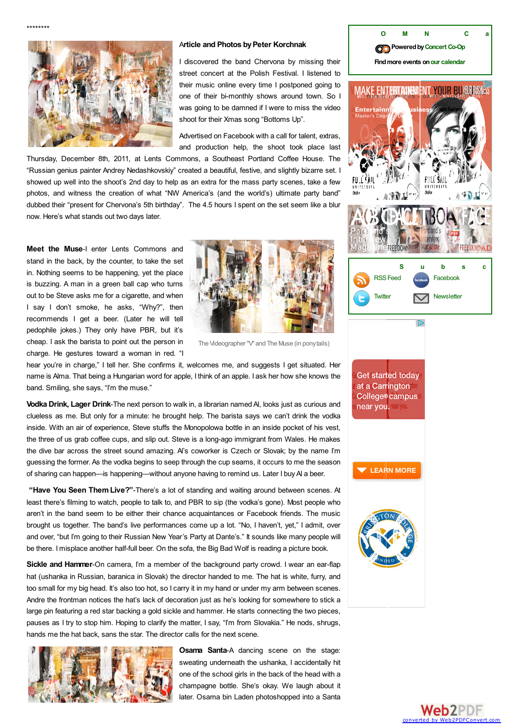********

Article and Photos by Peter Korchnak

I discovered the band Chervona by missing their street concert at the Polish Festival. I listened to their music online every time I postponed going to one of their bi-monthly shows around town. So I was going to be damned if I were to miss the video shoot for their Xmas song "Bottoms Up".

Advertised on Facebook with a call for talent, extras, and production help, the shoot took place last Thursday, December 8th, 2011, at Lents Commons, a Southeast Portland Coffee House. The "Russian genius painter Andrey Nedashkovskiy" created a beautiful, festive, and slightly bizarre set. I showed up well into the shoot's 2nd day to help as an extra for the mass party scenes, take a few photos, and witness the creation of what "NW America's (and the world's) ultimate party band" dubbed their "present for Chervona's 5th birthday". The 4.5 hours I spent on the set seem like a blur now. Here's what stands out two days later.

**Meet the Muse**-I enter Lents Commons and stand in the back, by the counter, to take the set in. Nothing seems to be happening, yet the place is buzzing. A man in a green ball cap who turns out to be Steve asks me for a cigarette, and when I say I don't smoke, he asks, "Why?", then recommends I get a beer. (Later he will tell pedophile jokes.) They only have PBR, but it's cheap. I ask the barista to point out the person in charge. He gestures toward a woman in red. "I hear you're in charge," I tell her. She confirms it, welcomes me, and suggests I get situated. Her name is Alma. That being a Hungarian word for apple, I think of an apple. I ask her how she knows the band. Smiling, she says, "I'm the muse."

The Videographer "V" and The Muse (in pony tails)

**Vodka Drink, Lager Drink**-The next person to walk in, a librarian named Al, looks just as curious and clueless as me. But only for a minute: he brought help. The barista says we can't drink the vodka inside. With an air of experience, Steve stuffs the Monopolowa bottle in an inside pocket of his vest, the three of us grab coffee cups, and slip out. Steve is a long-ago immigrant from Wales. He makes the dive bar across the street sound amazing. Al's coworker is Czech or Slovak; by the name I'm guessing the former. As the vodka begins to seep through the cup seams, it occurs to me the season of sharing can happen—is happening—without anyone having to remind us. Later I buy Al a beer.

**"Have You Seen Them Live?"**-There's a lot of standing and waiting around between scenes. At least there's filming to watch, people to talk to, and PBR to sip (the vodka's gone). Most people who aren't in the band seem to be either their chance acquaintances or Facebook friends. The music brought us together. The band's live performances come up a lot. "No, I haven't, yet," I admit, over and over, "but I'm going to their Russian New Year's Party at Dante's." It sounds like many people will be there. I misplace another half-full beer. On the sofa, the Big Bad Wolf is reading a picture book.

**Sickle and Hammer**-On camera, I'm a member of the background party crowd. I wear an ear-flap hat (ushanka in Russian, baranica in Slovak) the director handed to me. The hat is white, furry, and too small for my big head. It's also too hot, so I carry it in my hand or under my arm between scenes. Andre the huntsman notices the hat's lack of decoration just as he's looking for somewhere to stick a large pin featuring a red star backing a gold sickle and hammer. He starts connecting the two pieces, pauses as I try to stop him. Hoping to clarify the matter, I say, "I'm from Slovakia." He nods, shrugs, hands me the hat back, sans the star. The director calls for the next scene.

**Osama Santa**-A dancing scene on the stage: sweating underneath the ushanka, I accidentally hit one of the school girls in the back of the head with a champagne bottle. She's okay. We laugh about it later. Osama bin Laden photoshopped into a Santa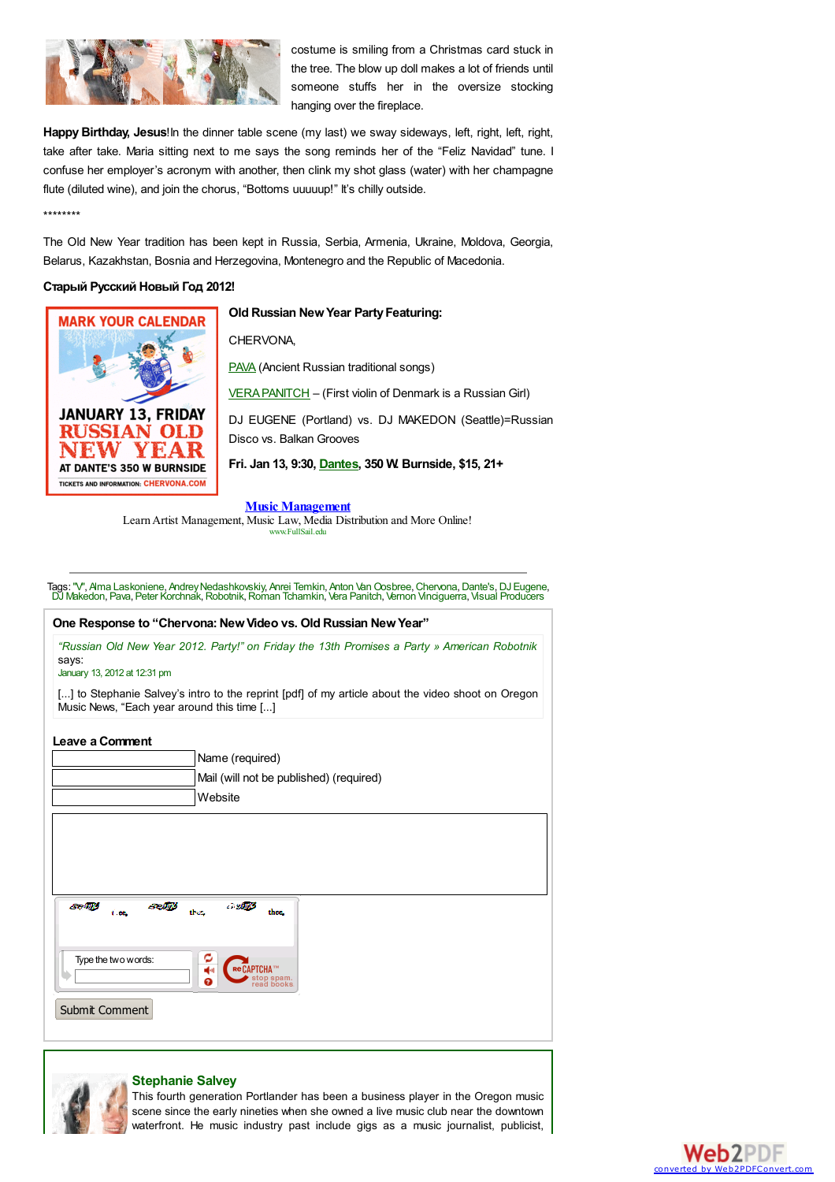costume is smiling from a Christmas card stuck in the tree. The blow up doll makes a lot of friends until someone stuffs her in the oversize stocking hanging over the fireplace.

**Happy Birthday, Jesus!** In the dinner table scene (my last) we sway sideways, left, right, left, right, take after take. Maria sitting next to me says the song reminds her of the "Feliz Navidad" tune. I confuse her employer's acronym with another, then clink my shot glass (water) with her champagne flute (diluted wine), and join the chorus, "Bottoms uuuuup!" It's chilly outside.

********

The Old New Year tradition has been kept in Russia, Serbia, Armenia, Ukraine, Moldova, Georgia, Belarus, Kazakhstan, Bosnia and Herzegovina, Montenegro and the Republic of Macedonia.

**Старый Русский Новый Год 2012!**

MARK YOUR CALENDAR

JANUARY 13, FRIDAY

RUSSIAN OLD NEW YEAR

AT DANTE'S 350 W BURNSIDE

TICKETS AND INFORMATION: CHERVONA.COM

**Old Russian New Year Party Featuring:**

CHERVONA,

PAVA (Ancient Russian traditional songs)

VERA PANITCH – (First violin of Denmark is a Russian Girl)

DJ EUGENE (Portland) vs. DJ MAKEDON (Seattle)=Russian Disco vs. Balkan Grooves

**Fri. Jan 13, 9:30, Dantes, 350 W. Burnside, $15, 21+**

**Music Management**

Learn Artist Management, Music Law, Media Distribution and More Online!

www.FullSail.edu

Tags: "V", Alma Laskoniene, Andrey Nedashkovskiy, Anrei Temkin, Anton Van Oosbree, Chervona, Dante's, DJ Eugene, DJ Makedon, Pava, Peter Korchnak, Robotnik, Roman Tchamkin, Vera Panitch, Vernon Vinciguerra, Visual Producers

**One Response to "Chervona: New Video vs. Old Russian New Year"**

*"Russian Old New Year 2012. Party!" on Friday the 13th Promises a Party » American Robotnik* says:

January 13, 2012 at 12:31 pm

[...] to Stephanie Salvey's intro to the reprint [pdf] of my article about the video shoot on Oregon Music News, "Each year around this time [...]

**Leave a Comment**

Name (required)

Mail (will not be published) (required)

Website

Type the two words:

Submit Comment

**Stephanie Salvey**

This fourth generation Portlander has been a business player in the Oregon music scene since the early nineties when she owned a live music club near the downtown waterfront. He music industry past include gigs as a music journalist, publicist,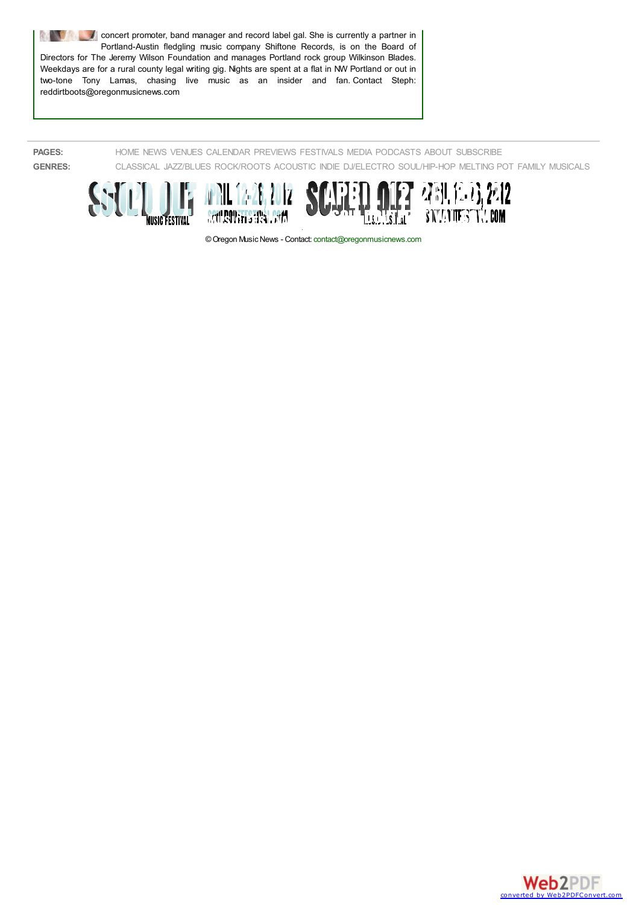concert promoter, band manager and record label gal. She is currently a partner in Portland-Austin fledgling music company Shiftone Records, is on the Board of Directors for The Jeremy Wilson Foundation and manages Portland rock group Wilkinson Blades. Weekdays are for a rural county legal writing gig. Nights are spent at a flat in NW Portland or out in two-tone Tony Lamas, chasing live music as an insider and fan. Contact Steph: reddirtboots@oregonmusicnews.com

**PAGES:** HOME NEWS VENUES CALENDAR PREVIEWS FESTIVALS MEDIA PODCASTS ABOUT SUBSCRIBE

**GENRES:** CLASSICAL JAZZ/BLUES ROCK/ROOTS ACOUSTIC INDIE DJ/ELECTRO SOUL/HIP-HOP MELTING POT FAMILY MUSICALS

© Oregon Music News - Contact: contact@oregonmusicnews.com